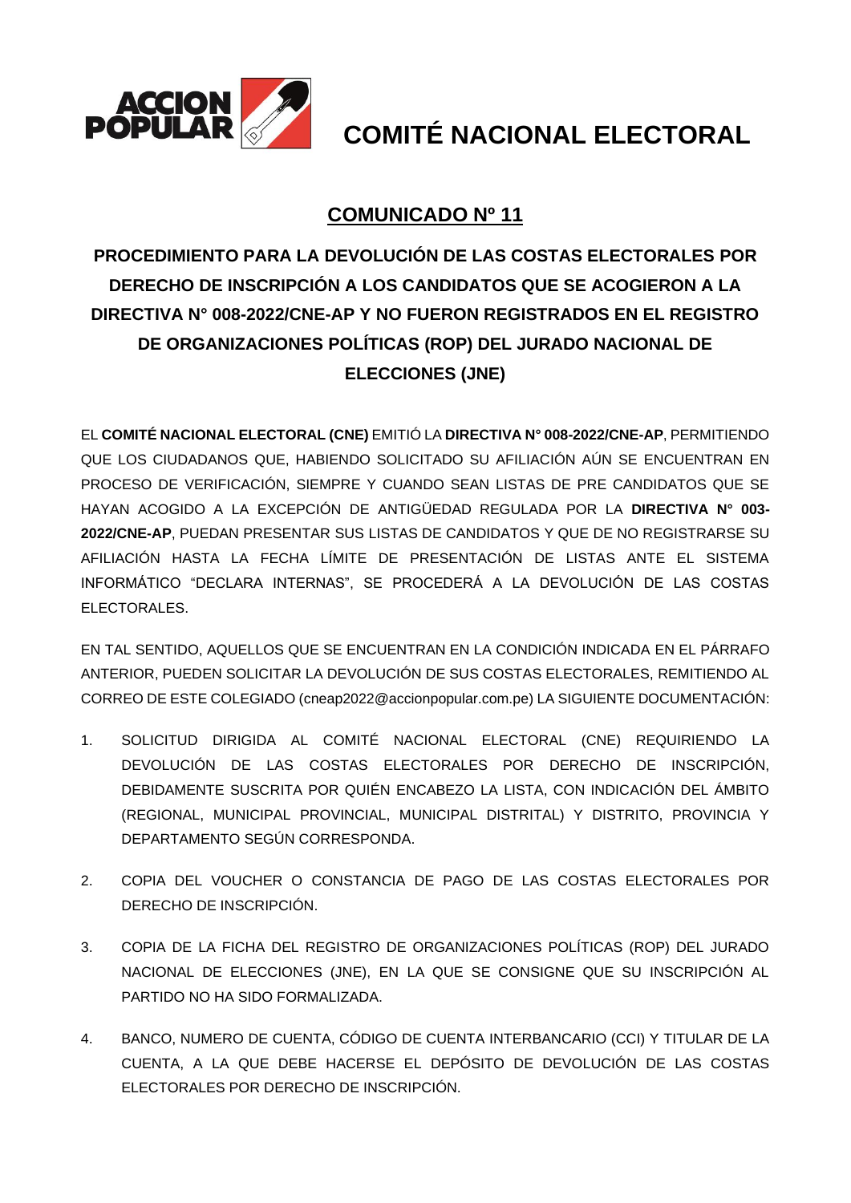ACCION POPULAR

# COMITÉ NACIONAL ELECTORAL

## COMUNICADO Nº 11

### PROCEDIMIENTO PARA LA DEVOLUCIÓN DE LAS COSTAS ELECTORALES POR DERECHO DE INSCRIPCIÓN A LOS CANDIDATOS QUE SE ACOGIERON A LA DIRECTIVA N° 008-2022/CNE-AP Y NO FUERON REGISTRADOS EN EL REGISTRO DE ORGANIZACIONES POLÍTICAS (ROP) DEL JURADO NACIONAL DE ELECCIONES (JNE)

EL **COMITÉ NACIONAL ELECTORAL (CNE)** EMITIÓ LA **DIRECTIVA N° 008-2022/CNE-AP**, PERMITIENDO QUE LOS CIUDADANOS QUE, HABIENDO SOLICITADO SU AFILIACIÓN AÚN SE ENCUENTRAN EN PROCESO DE VERIFICACIÓN, SIEMPRE Y CUANDO SEAN LISTAS DE PRE CANDIDATOS QUE SE HAYAN ACOGIDO A LA EXCEPCIÓN DE ANTIGÜEDAD REGULADA POR LA **DIRECTIVA N° 003-2022/CNE-AP**, PUEDAN PRESENTAR SUS LISTAS DE CANDIDATOS Y QUE DE NO REGISTRARSE SU AFILIACIÓN HASTA LA FECHA LÍMITE DE PRESENTACIÓN DE LISTAS ANTE EL SISTEMA INFORMÁTICO "DECLARA INTERNAS", SE PROCEDERÁ A LA DEVOLUCIÓN DE LAS COSTAS ELECTORALES.

EN TAL SENTIDO, AQUELLOS QUE SE ENCUENTRAN EN LA CONDICIÓN INDICADA EN EL PÁRRAFO ANTERIOR, PUEDEN SOLICITAR LA DEVOLUCIÓN DE SUS COSTAS ELECTORALES, REMITIENDO AL CORREO DE ESTE COLEGIADO (cneap2022@accionpopular.com.pe) LA SIGUIENTE DOCUMENTACIÓN:

1. SOLICITUD DIRIGIDA AL COMITÉ NACIONAL ELECTORAL (CNE) REQUIRIENDO LA DEVOLUCIÓN DE LAS COSTAS ELECTORALES POR DERECHO DE INSCRIPCIÓN, DEBIDAMENTE SUSCRITA POR QUIÉN ENCABEZO LA LISTA, CON INDICACIÓN DEL ÁMBITO (REGIONAL, MUNICIPAL PROVINCIAL, MUNICIPAL DISTRITAL) Y DISTRITO, PROVINCIA Y DEPARTAMENTO SEGÚN CORRESPONDA.

2. COPIA DEL VOUCHER O CONSTANCIA DE PAGO DE LAS COSTAS ELECTORALES POR DERECHO DE INSCRIPCIÓN.

3. COPIA DE LA FICHA DEL REGISTRO DE ORGANIZACIONES POLÍTICAS (ROP) DEL JURADO NACIONAL DE ELECCIONES (JNE), EN LA QUE SE CONSIGNE QUE SU INSCRIPCIÓN AL PARTIDO NO HA SIDO FORMALIZADA.

4. BANCO, NUMERO DE CUENTA, CÓDIGO DE CUENTA INTERBANCARIO (CCI) Y TITULAR DE LA CUENTA, A LA QUE DEBE HACERSE EL DEPÓSITO DE DEVOLUCIÓN DE LAS COSTAS ELECTORALES POR DERECHO DE INSCRIPCIÓN.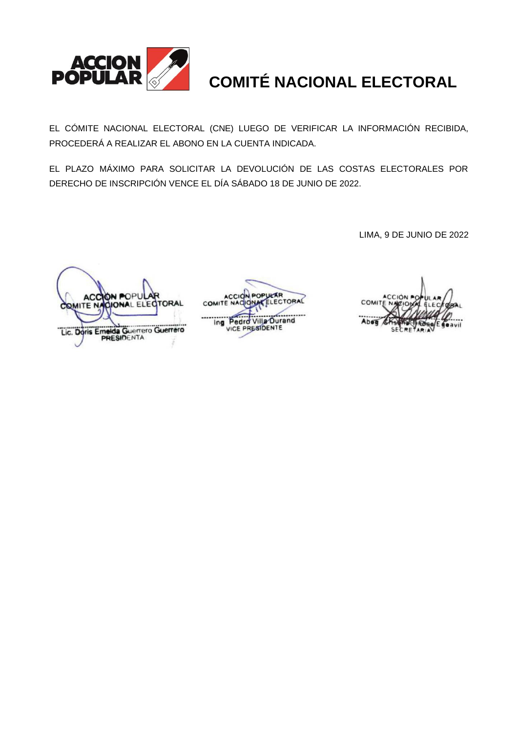**ACCION POPULAR**

# COMITÉ NACIONAL ELECTORAL

EL CÓMITE NACIONAL ELECTORAL (CNE) LUEGO DE VERIFICAR LA INFORMACIÓN RECIBIDA, PROCEDERÁ A REALIZAR EL ABONO EN LA CUENTA INDICADA.

EL PLAZO MÁXIMO PARA SOLICITAR LA DEVOLUCIÓN DE LAS COSTAS ELECTORALES POR DERECHO DE INSCRIPCIÓN VENCE EL DÍA SÁBADO 18 DE JUNIO DE 2022.

LIMA, 9 DE JUNIO DE 2022

ACCIÓN POPULAR
COMITE NACIONAL ELECTORAL
Lic. Doris Emelda Guerrero Guerrero
PRESIDENTA

ACCIÓN POPULAR
COMITE NACIONAL ELECTORAL
Ing Pedro Villa Durand
VICE PRESIDENTE

ACCIÓN POPULAR
COMITE NACIONAL ELECTORAL
Abog. Cristina Rosa Egoavil
SECRETARIA